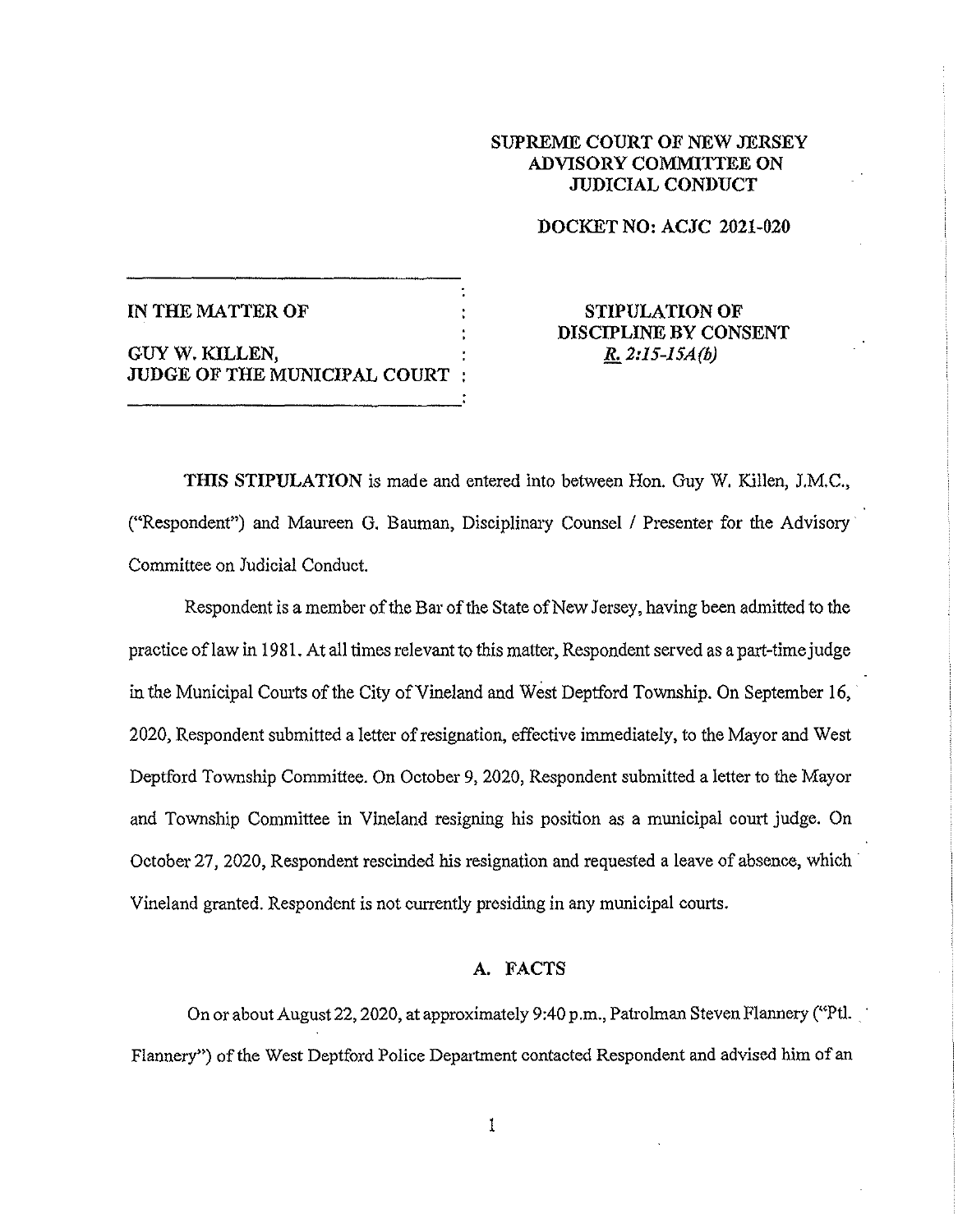**SUPREME COURT OF NEW JERSEY**
**ADVISORY COMMITTEE ON**
**JUDICIAL CONDUCT**

**DOCKET NO: ACJC 2021-020**

| | |
|---|---|
| **IN THE MATTER OF** <br><br> **GUY W. KILLEN,** <br> **JUDGE OF THE MUNICIPAL COURT** | **STIPULATION OF** <br> **DISCIPLINE BY CONSENT** <br> *R. 2:15-15A(b)* |

**THIS STIPULATION** is made and entered into between Hon. Guy W. Killen, J.M.C., ("Respondent") and Maureen G. Bauman, Disciplinary Counsel / Presenter for the Advisory Committee on Judicial Conduct.

Respondent is a member of the Bar of the State of New Jersey, having been admitted to the practice of law in 1981. At all times relevant to this matter, Respondent served as a part-time judge in the Municipal Courts of the City of Vineland and West Deptford Township. On September 16, 2020, Respondent submitted a letter of resignation, effective immediately, to the Mayor and West Deptford Township Committee. On October 9, 2020, Respondent submitted a letter to the Mayor and Township Committee in Vineland resigning his position as a municipal court judge. On October 27, 2020, Respondent rescinded his resignation and requested a leave of absence, which Vineland granted. Respondent is not currently presiding in any municipal courts.

## A. FACTS

On or about August 22, 2020, at approximately 9:40 p.m., Patrolman Steven Flannery ("Ptl. Flannery") of the West Deptford Police Department contacted Respondent and advised him of an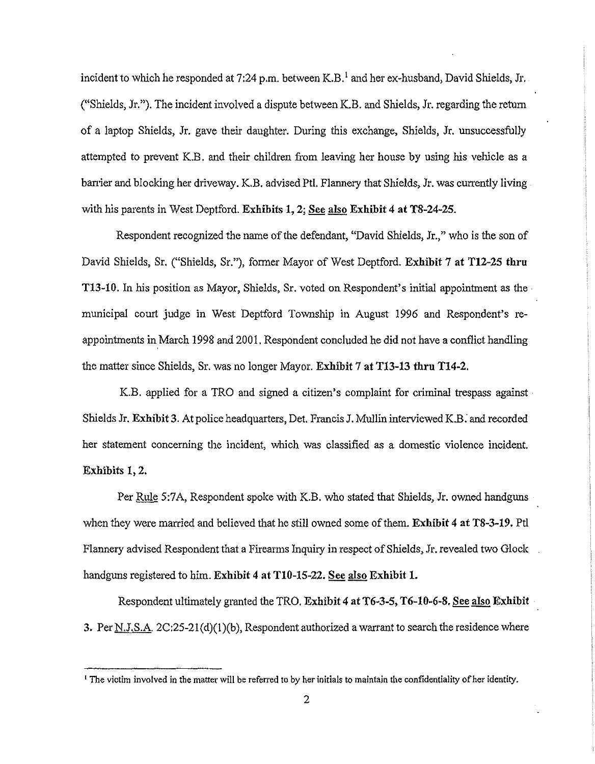incident to which he responded at 7:24 p.m. between K.B.[1] and her ex-husband, David Shields, Jr. ("Shields, Jr."). The incident involved a dispute between K.B. and Shields, Jr. regarding the return of a laptop Shields, Jr. gave their daughter. During this exchange, Shields, Jr. unsuccessfully attempted to prevent K.B. and their children from leaving her house by using his vehicle as a barrier and blocking her driveway. K.B. advised Ptl. Flannery that Shields, Jr. was currently living with his parents in West Deptford. **Exhibits 1, 2; See also Exhibit 4 at T8-24-25.**

Respondent recognized the name of the defendant, "David Shields, Jr.," who is the son of David Shields, Sr. ("Shields, Sr."), former Mayor of West Deptford. **Exhibit 7 at T12-25 thru T13-10.** In his position as Mayor, Shields, Sr. voted on Respondent's initial appointment as the municipal court judge in West Deptford Township in August 1996 and Respondent's re-appointments in March 1998 and 2001. Respondent concluded he did not have a conflict handling the matter since Shields, Sr. was no longer Mayor. **Exhibit 7 at T13-13 thru T14-2.**

K.B. applied for a TRO and signed a citizen's complaint for criminal trespass against Shields Jr. **Exhibit 3.** At police headquarters, Det. Francis J. Mullin interviewed K.B. and recorded her statement concerning the incident, which was classified as a domestic violence incident. **Exhibits 1, 2.**

Per Rule 5:7A, Respondent spoke with K.B. who stated that Shields, Jr. owned handguns when they were married and believed that he still owned some of them. **Exhibit 4 at T8-3-19.** Ptl Flannery advised Respondent that a Firearms Inquiry in respect of Shields, Jr. revealed two Glock handguns registered to him. **Exhibit 4 at T10-15-22. See also Exhibit 1.**

Respondent ultimately granted the TRO. **Exhibit 4 at T6-3-5, T6-10-6-8. See also Exhibit 3.** Per N.J.S.A. 2C:25-21(d)(1)(b), Respondent authorized a warrant to search the residence where

[1] The victim involved in the matter will be referred to by her initials to maintain the confidentiality of her identity.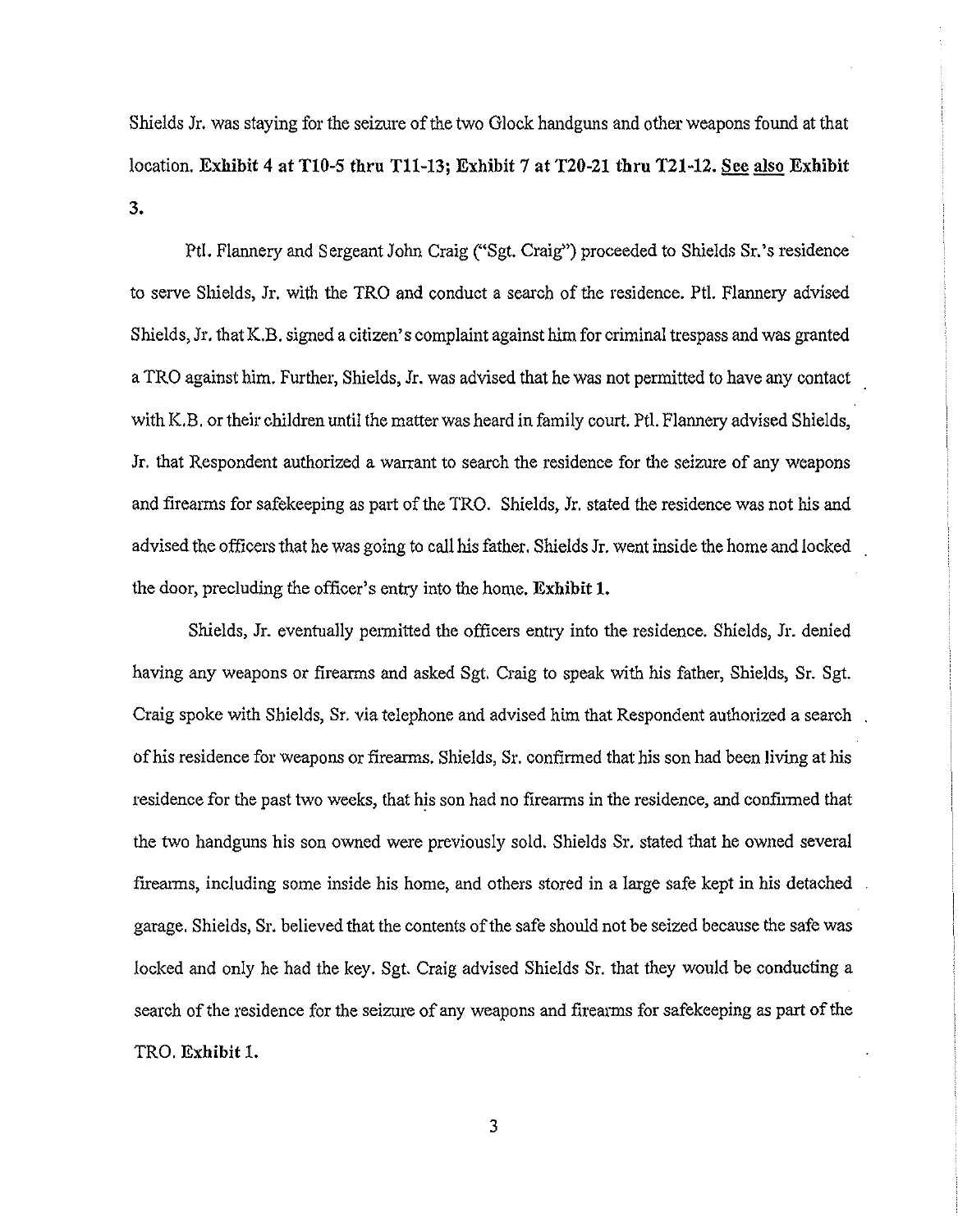Shields Jr. was staying for the seizure of the two Glock handguns and other weapons found at that location. **Exhibit 4 at T10-5 thru T11-13; Exhibit 7 at T20-21 thru T21-12.** **See also Exhibit 3.**

Ptl. Flannery and Sergeant John Craig ("Sgt. Craig") proceeded to Shields Sr.'s residence to serve Shields, Jr. with the TRO and conduct a search of the residence. Ptl. Flannery advised Shields, Jr. that K.B. signed a citizen's complaint against him for criminal trespass and was granted a TRO against him. Further, Shields, Jr. was advised that he was not permitted to have any contact with K.B. or their children until the matter was heard in family court. Ptl. Flannery advised Shields, Jr. that Respondent authorized a warrant to search the residence for the seizure of any weapons and firearms for safekeeping as part of the TRO. Shields, Jr. stated the residence was not his and advised the officers that he was going to call his father. Shields Jr. went inside the home and locked the door, precluding the officer's entry into the home. **Exhibit 1.**

Shields, Jr. eventually permitted the officers entry into the residence. Shields, Jr. denied having any weapons or firearms and asked Sgt. Craig to speak with his father, Shields, Sr. Sgt. Craig spoke with Shields, Sr. via telephone and advised him that Respondent authorized a search of his residence for weapons or firearms. Shields, Sr. confirmed that his son had been living at his residence for the past two weeks, that his son had no firearms in the residence, and confirmed that the two handguns his son owned were previously sold. Shields Sr. stated that he owned several firearms, including some inside his home, and others stored in a large safe kept in his detached garage. Shields, Sr. believed that the contents of the safe should not be seized because the safe was locked and only he had the key. Sgt. Craig advised Shields Sr. that they would be conducting a search of the residence for the seizure of any weapons and firearms for safekeeping as part of the TRO. **Exhibit 1.**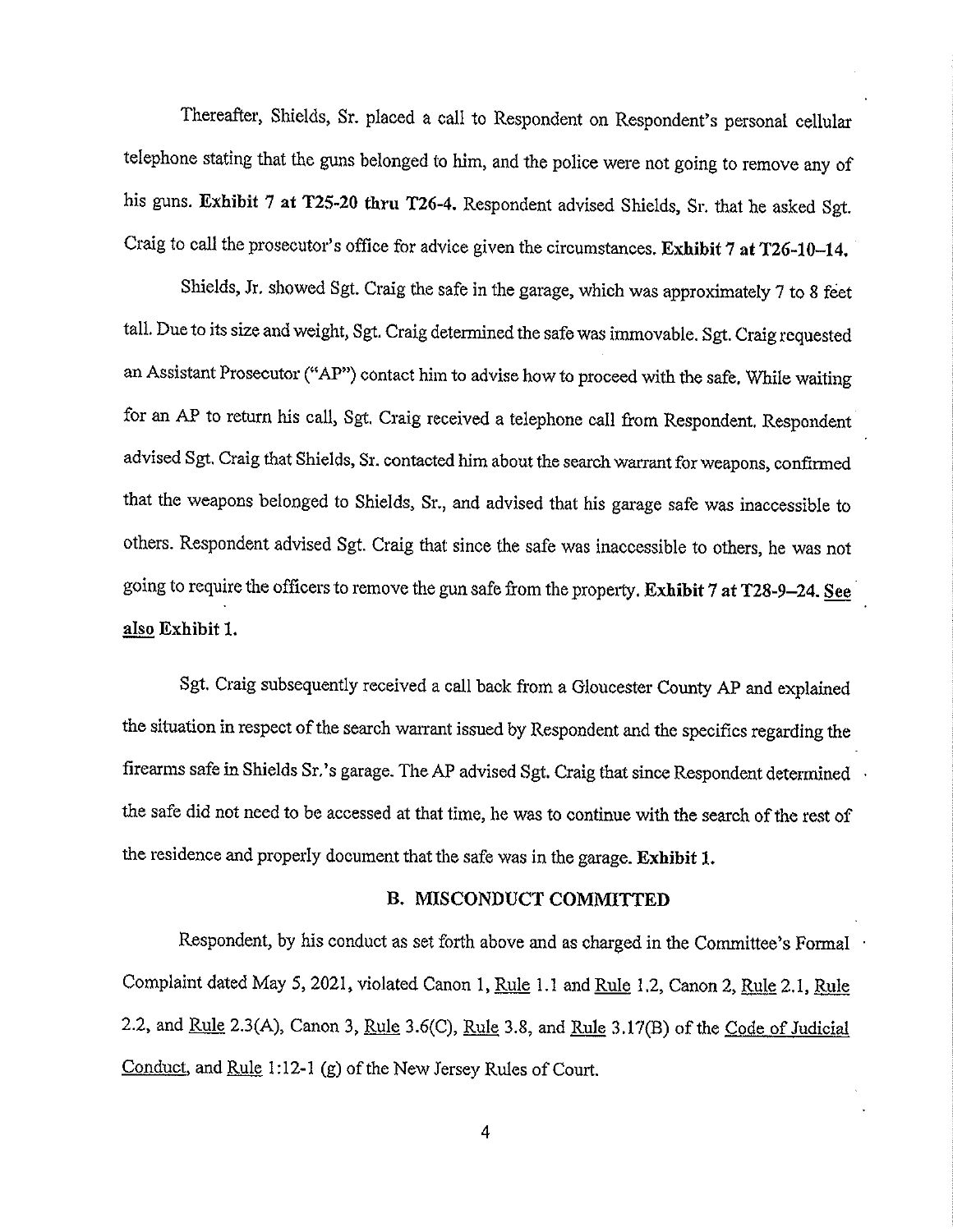Thereafter, Shields, Sr. placed a call to Respondent on Respondent's personal cellular telephone stating that the guns belonged to him, and the police were not going to remove any of his guns. **Exhibit 7 at T25-20 thru T26-4.** Respondent advised Shields, Sr. that he asked Sgt. Craig to call the prosecutor's office for advice given the circumstances. **Exhibit 7 at T26-10–14.**

Shields, Jr. showed Sgt. Craig the safe in the garage, which was approximately 7 to 8 feet tall. Due to its size and weight, Sgt. Craig determined the safe was immovable. Sgt. Craig requested an Assistant Prosecutor ("AP") contact him to advise how to proceed with the safe. While waiting for an AP to return his call, Sgt. Craig received a telephone call from Respondent. Respondent advised Sgt. Craig that Shields, Sr. contacted him about the search warrant for weapons, confirmed that the weapons belonged to Shields, Sr., and advised that his garage safe was inaccessible to others. Respondent advised Sgt. Craig that since the safe was inaccessible to others, he was not going to require the officers to remove the gun safe from the property. **Exhibit 7 at T28-9–24.** **See also Exhibit 1.**

Sgt. Craig subsequently received a call back from a Gloucester County AP and explained the situation in respect of the search warrant issued by Respondent and the specifics regarding the firearms safe in Shields Sr.'s garage. The AP advised Sgt. Craig that since Respondent determined the safe did not need to be accessed at that time, he was to continue with the search of the rest of the residence and properly document that the safe was in the garage. **Exhibit 1.**

## B. MISCONDUCT COMMITTED

Respondent, by his conduct as set forth above and as charged in the Committee's Formal Complaint dated May 5, 2021, violated Canon 1, Rule 1.1 and Rule 1.2, Canon 2, Rule 2.1, Rule 2.2, and Rule 2.3(A), Canon 3, Rule 3.6(C), Rule 3.8, and Rule 3.17(B) of the Code of Judicial Conduct, and Rule 1:12-1 (g) of the New Jersey Rules of Court.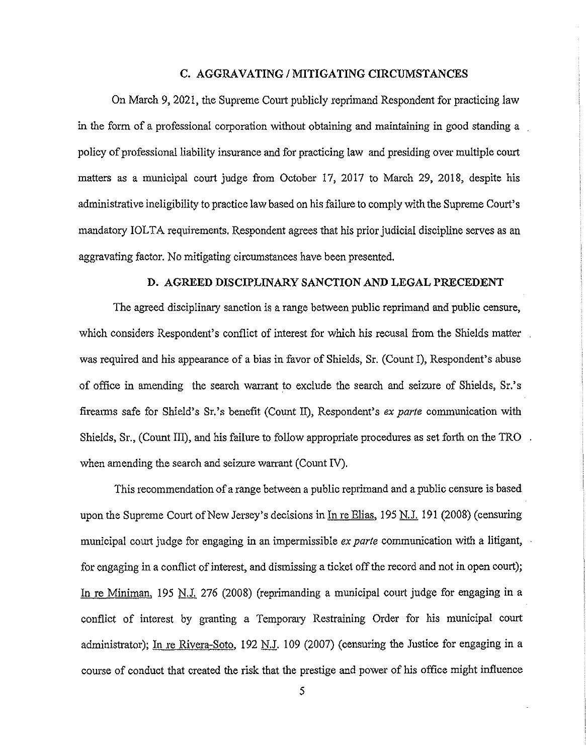### C. AGGRAVATING / MITIGATING CIRCUMSTANCES

On March 9, 2021, the Supreme Court publicly reprimand Respondent for practicing law in the form of a professional corporation without obtaining and maintaining in good standing a policy of professional liability insurance and for practicing law and presiding over multiple court matters as a municipal court judge from October 17, 2017 to March 29, 2018, despite his administrative ineligibility to practice law based on his failure to comply with the Supreme Court's mandatory IOLTA requirements. Respondent agrees that his prior judicial discipline serves as an aggravating factor. No mitigating circumstances have been presented.

### D. AGREED DISCIPLINARY SANCTION AND LEGAL PRECEDENT

The agreed disciplinary sanction is a range between public reprimand and public censure, which considers Respondent's conflict of interest for which his recusal from the Shields matter was required and his appearance of a bias in favor of Shields, Sr. (Count I), Respondent's abuse of office in amending the search warrant to exclude the search and seizure of Shields, Sr.'s firearms safe for Shield's Sr.'s benefit (Count II), Respondent's *ex parte* communication with Shields, Sr., (Count III), and his failure to follow appropriate procedures as set forth on the TRO when amending the search and seizure warrant (Count IV).

This recommendation of a range between a public reprimand and a public censure is based upon the Supreme Court of New Jersey's decisions in In re Elias, 195 N.J. 191 (2008) (censuring municipal court judge for engaging in an impermissible *ex parte* communication with a litigant, for engaging in a conflict of interest, and dismissing a ticket off the record and not in open court); In re Miniman, 195 N.J. 276 (2008) (reprimanding a municipal court judge for engaging in a conflict of interest by granting a Temporary Restraining Order for his municipal court administrator); In re Rivera-Soto, 192 N.J. 109 (2007) (censuring the Justice for engaging in a course of conduct that created the risk that the prestige and power of his office might influence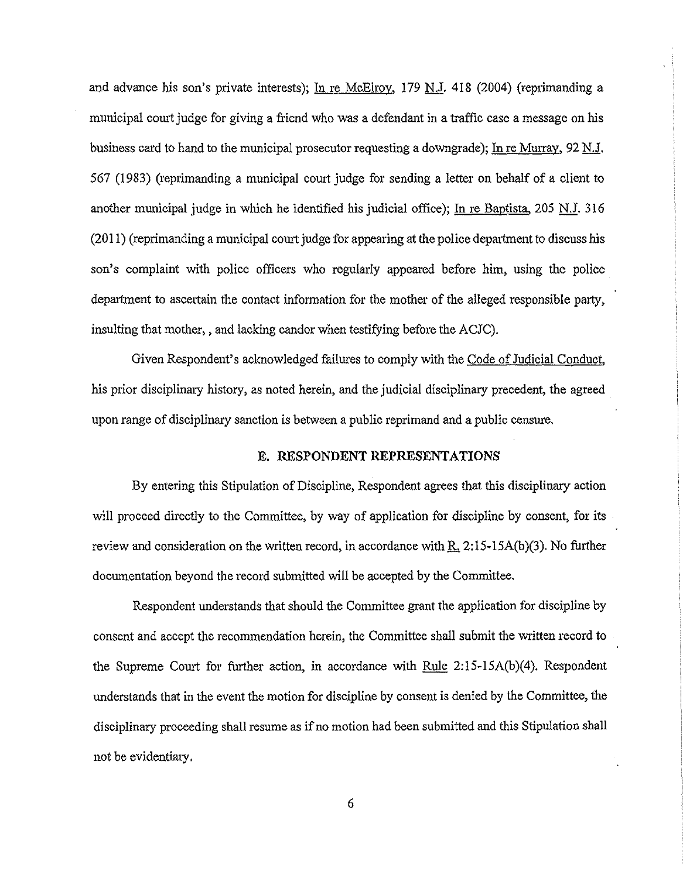and advance his son's private interests); In re McElroy, 179 N.J. 418 (2004) (reprimanding a municipal court judge for giving a friend who was a defendant in a traffic case a message on his business card to hand to the municipal prosecutor requesting a downgrade); In re Murray, 92 N.J. 567 (1983) (reprimanding a municipal court judge for sending a letter on behalf of a client to another municipal judge in which he identified his judicial office); In re Baptista, 205 N.J. 316 (2011) (reprimanding a municipal court judge for appearing at the police department to discuss his son's complaint with police officers who regularly appeared before him, using the police department to ascertain the contact information for the mother of the alleged responsible party, insulting that mother, , and lacking candor when testifying before the ACJC).

Given Respondent's acknowledged failures to comply with the Code of Judicial Conduct, his prior disciplinary history, as noted herein, and the judicial disciplinary precedent, the agreed upon range of disciplinary sanction is between a public reprimand and a public censure.

## E. RESPONDENT REPRESENTATIONS

By entering this Stipulation of Discipline, Respondent agrees that this disciplinary action will proceed directly to the Committee, by way of application for discipline by consent, for its review and consideration on the written record, in accordance with R. 2:15-15A(b)(3). No further documentation beyond the record submitted will be accepted by the Committee.

Respondent understands that should the Committee grant the application for discipline by consent and accept the recommendation herein, the Committee shall submit the written record to the Supreme Court for further action, in accordance with Rule 2:15-15A(b)(4). Respondent understands that in the event the motion for discipline by consent is denied by the Committee, the disciplinary proceeding shall resume as if no motion had been submitted and this Stipulation shall not be evidentiary.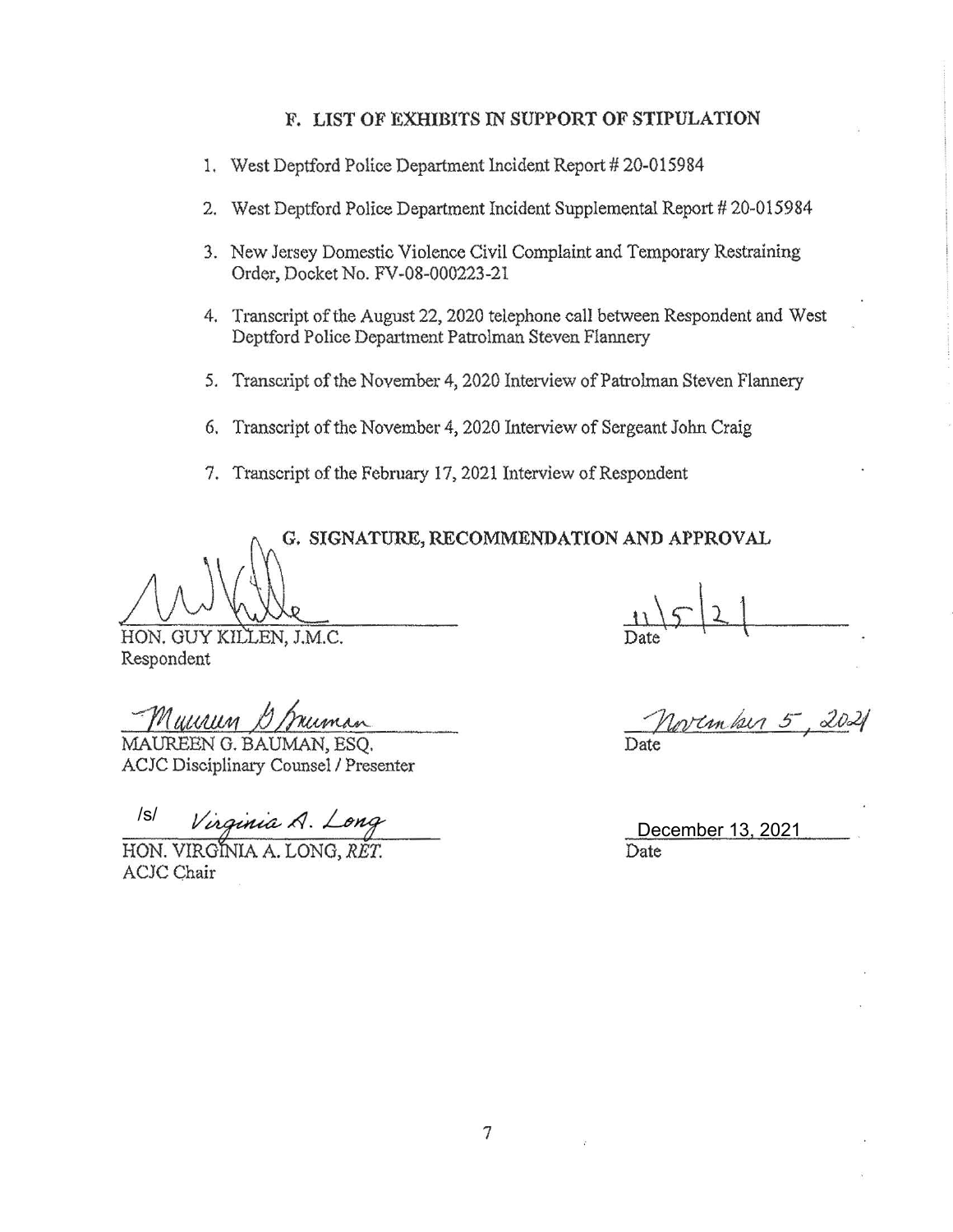## F. LIST OF EXHIBITS IN SUPPORT OF STIPULATION

1. West Deptford Police Department Incident Report # 20-015984
2. West Deptford Police Department Incident Supplemental Report # 20-015984
3. New Jersey Domestic Violence Civil Complaint and Temporary Restraining Order, Docket No. FV-08-000223-21
4. Transcript of the August 22, 2020 telephone call between Respondent and West Deptford Police Department Patrolman Steven Flannery
5. Transcript of the November 4, 2020 Interview of Patrolman Steven Flannery
6. Transcript of the November 4, 2020 Interview of Sergeant John Craig
7. Transcript of the February 17, 2021 Interview of Respondent

## G. SIGNATURE, RECOMMENDATION AND APPROVAL

HON. GUY KILLEN, J.M.C.
Respondent

Date: 11/5/21

MAUREEN G. BAUMAN, ESQ.
ACJC Disciplinary Counsel / Presenter

Date: November 5, 2021

/s/ *Virginia A. Long*
HON. VIRGINIA A. LONG, *RET.*
ACJC Chair

Date: December 13, 2021